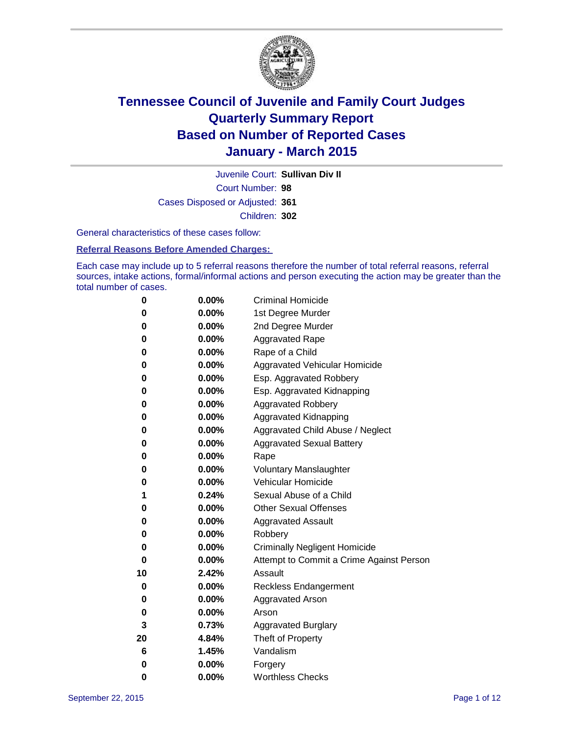# Tennessee Council of Juvenile and Family Court Judges
## Quarterly Summary Report
## Based on Number of Reported Cases
## January - March 2015

Juvenile Court: **Sullivan Div II**
Court Number: **98**
Cases Disposed or Adjusted: **361**
Children: **302**

General characteristics of these cases follow:

**Referral Reasons Before Amended Charges:**

Each case may include up to 5 referral reasons therefore the number of total referral reasons, referral sources, intake actions, formal/informal actions and person executing the action may be greater than the total number of cases.

| Count | Percent | Referral Reason |
|---|---|---|
| 0 | 0.00% | Criminal Homicide |
| 0 | 0.00% | 1st Degree Murder |
| 0 | 0.00% | 2nd Degree Murder |
| 0 | 0.00% | Aggravated Rape |
| 0 | 0.00% | Rape of a Child |
| 0 | 0.00% | Aggravated Vehicular Homicide |
| 0 | 0.00% | Esp. Aggravated Robbery |
| 0 | 0.00% | Esp. Aggravated Kidnapping |
| 0 | 0.00% | Aggravated Robbery |
| 0 | 0.00% | Aggravated Kidnapping |
| 0 | 0.00% | Aggravated Child Abuse / Neglect |
| 0 | 0.00% | Aggravated Sexual Battery |
| 0 | 0.00% | Rape |
| 0 | 0.00% | Voluntary Manslaughter |
| 0 | 0.00% | Vehicular Homicide |
| 1 | 0.24% | Sexual Abuse of a Child |
| 0 | 0.00% | Other Sexual Offenses |
| 0 | 0.00% | Aggravated Assault |
| 0 | 0.00% | Robbery |
| 0 | 0.00% | Criminally Negligent Homicide |
| 0 | 0.00% | Attempt to Commit a Crime Against Person |
| 10 | 2.42% | Assault |
| 0 | 0.00% | Reckless Endangerment |
| 0 | 0.00% | Aggravated Arson |
| 0 | 0.00% | Arson |
| 3 | 0.73% | Aggravated Burglary |
| 20 | 4.84% | Theft of Property |
| 6 | 1.45% | Vandalism |
| 0 | 0.00% | Forgery |
| 0 | 0.00% | Worthless Checks |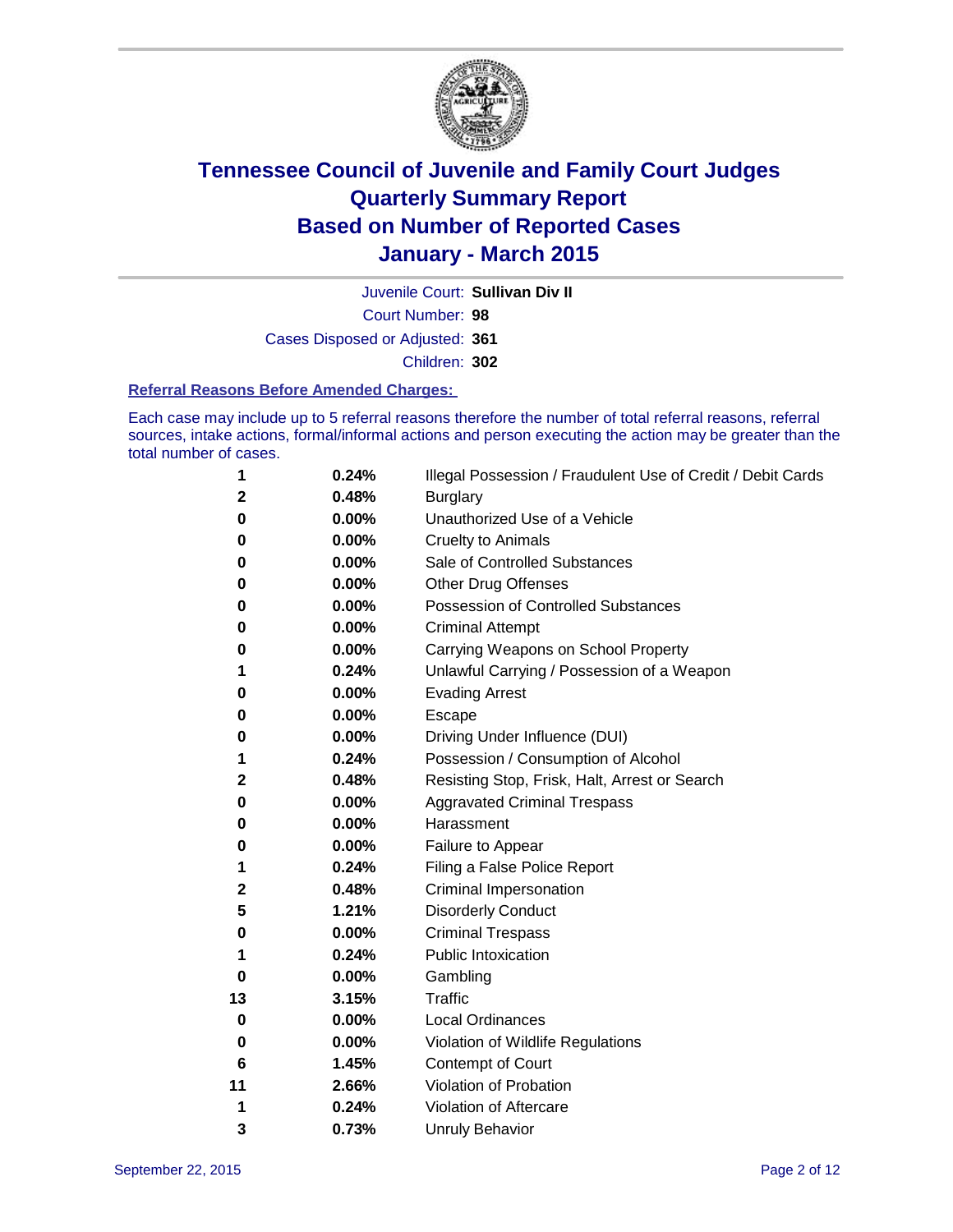# Tennessee Council of Juvenile and Family Court Judges
# Quarterly Summary Report
# Based on Number of Reported Cases
# January - March 2015

Juvenile Court: **Sullivan Div II**

Court Number: **98**

Cases Disposed or Adjusted: **361**

Children: **302**

### Referral Reasons Before Amended Charges:

Each case may include up to 5 referral reasons therefore the number of total referral reasons, referral sources, intake actions, formal/informal actions and person executing the action may be greater than the total number of cases.

| | | |
|---|---|---|
| 1 | 0.24% | Illegal Possession / Fraudulent Use of Credit / Debit Cards |
| 2 | 0.48% | Burglary |
| 0 | 0.00% | Unauthorized Use of a Vehicle |
| 0 | 0.00% | Cruelty to Animals |
| 0 | 0.00% | Sale of Controlled Substances |
| 0 | 0.00% | Other Drug Offenses |
| 0 | 0.00% | Possession of Controlled Substances |
| 0 | 0.00% | Criminal Attempt |
| 0 | 0.00% | Carrying Weapons on School Property |
| 1 | 0.24% | Unlawful Carrying / Possession of a Weapon |
| 0 | 0.00% | Evading Arrest |
| 0 | 0.00% | Escape |
| 0 | 0.00% | Driving Under Influence (DUI) |
| 1 | 0.24% | Possession / Consumption of Alcohol |
| 2 | 0.48% | Resisting Stop, Frisk, Halt, Arrest or Search |
| 0 | 0.00% | Aggravated Criminal Trespass |
| 0 | 0.00% | Harassment |
| 0 | 0.00% | Failure to Appear |
| 1 | 0.24% | Filing a False Police Report |
| 2 | 0.48% | Criminal Impersonation |
| 5 | 1.21% | Disorderly Conduct |
| 0 | 0.00% | Criminal Trespass |
| 1 | 0.24% | Public Intoxication |
| 0 | 0.00% | Gambling |
| 13 | 3.15% | Traffic |
| 0 | 0.00% | Local Ordinances |
| 0 | 0.00% | Violation of Wildlife Regulations |
| 6 | 1.45% | Contempt of Court |
| 11 | 2.66% | Violation of Probation |
| 1 | 0.24% | Violation of Aftercare |
| 3 | 0.73% | Unruly Behavior |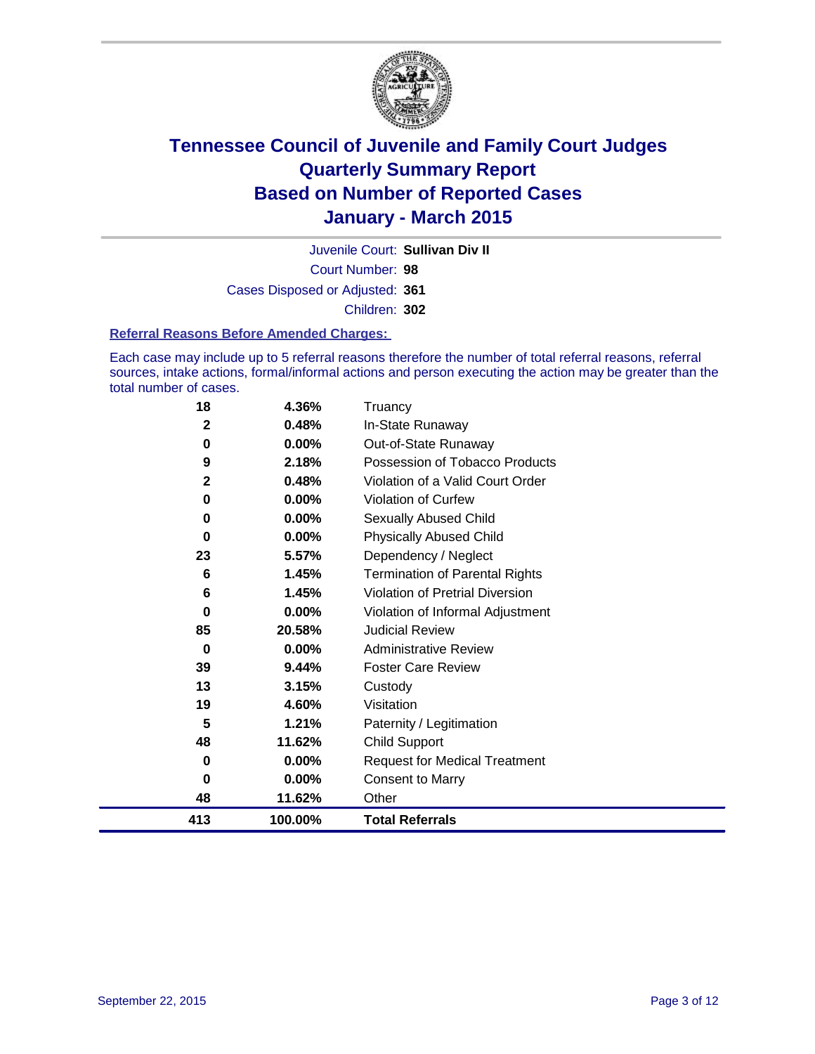# Tennessee Council of Juvenile and Family Court Judges
## Quarterly Summary Report
## Based on Number of Reported Cases
## January - March 2015

Juvenile Court: **Sullivan Div II**

Court Number: **98**

Cases Disposed or Adjusted: **361**

Children: **302**

### Referral Reasons Before Amended Charges:

Each case may include up to 5 referral reasons therefore the number of total referral reasons, referral sources, intake actions, formal/informal actions and person executing the action may be greater than the total number of cases.

| Count | Percent | Referral Reason |
|---|---|---|
| 18 | 4.36% | Truancy |
| 2 | 0.48% | In-State Runaway |
| 0 | 0.00% | Out-of-State Runaway |
| 9 | 2.18% | Possession of Tobacco Products |
| 2 | 0.48% | Violation of a Valid Court Order |
| 0 | 0.00% | Violation of Curfew |
| 0 | 0.00% | Sexually Abused Child |
| 0 | 0.00% | Physically Abused Child |
| 23 | 5.57% | Dependency / Neglect |
| 6 | 1.45% | Termination of Parental Rights |
| 6 | 1.45% | Violation of Pretrial Diversion |
| 0 | 0.00% | Violation of Informal Adjustment |
| 85 | 20.58% | Judicial Review |
| 0 | 0.00% | Administrative Review |
| 39 | 9.44% | Foster Care Review |
| 13 | 3.15% | Custody |
| 19 | 4.60% | Visitation |
| 5 | 1.21% | Paternity / Legitimation |
| 48 | 11.62% | Child Support |
| 0 | 0.00% | Request for Medical Treatment |
| 0 | 0.00% | Consent to Marry |
| 48 | 11.62% | Other |
| **413** | **100.00%** | **Total Referrals** |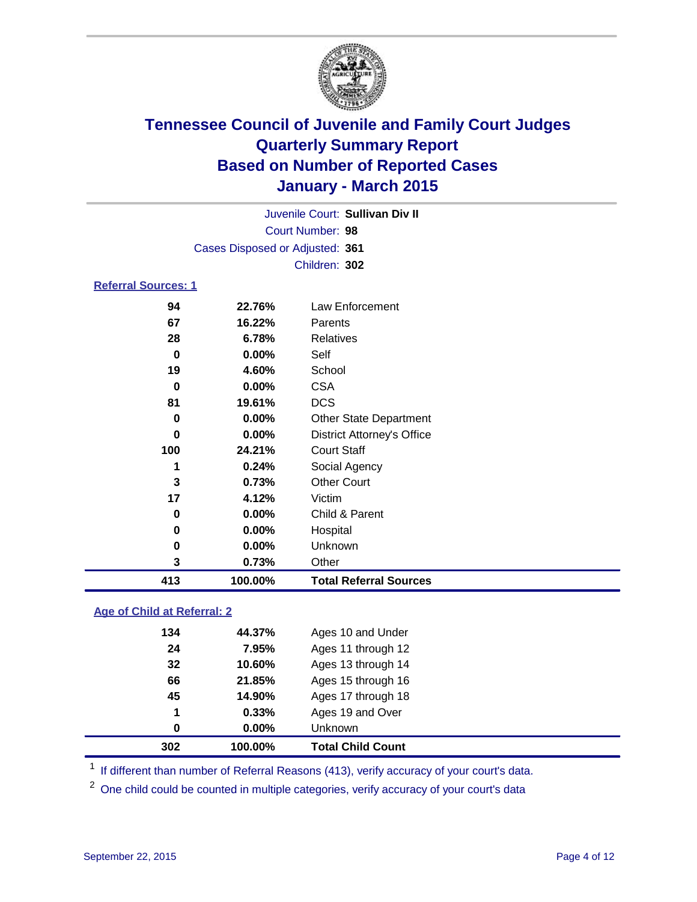# Tennessee Council of Juvenile and Family Court Judges
## Quarterly Summary Report
## Based on Number of Reported Cases
## January - March 2015

Juvenile Court: **Sullivan Div II**

Court Number: **98**

Cases Disposed or Adjusted: **361**

Children: **302**

### Referral Sources: 1

| | | |
|---|---|---|
| **94** | **22.76%** | Law Enforcement |
| **67** | **16.22%** | Parents |
| **28** | **6.78%** | Relatives |
| **0** | **0.00%** | Self |
| **19** | **4.60%** | School |
| **0** | **0.00%** | CSA |
| **81** | **19.61%** | DCS |
| **0** | **0.00%** | Other State Department |
| **0** | **0.00%** | District Attorney's Office |
| **100** | **24.21%** | Court Staff |
| **1** | **0.24%** | Social Agency |
| **3** | **0.73%** | Other Court |
| **17** | **4.12%** | Victim |
| **0** | **0.00%** | Child & Parent |
| **0** | **0.00%** | Hospital |
| **0** | **0.00%** | Unknown |
| **3** | **0.73%** | Other |
| **413** | **100.00%** | **Total Referral Sources** |

### Age of Child at Referral: 2

| | | |
|---|---|---|
| **134** | **44.37%** | Ages 10 and Under |
| **24** | **7.95%** | Ages 11 through 12 |
| **32** | **10.60%** | Ages 13 through 14 |
| **66** | **21.85%** | Ages 15 through 16 |
| **45** | **14.90%** | Ages 17 through 18 |
| **1** | **0.33%** | Ages 19 and Over |
| **0** | **0.00%** | Unknown |
| **302** | **100.00%** | **Total Child Count** |

[1] If different than number of Referral Reasons (413), verify accuracy of your court's data.

[2] One child could be counted in multiple categories, verify accuracy of your court's data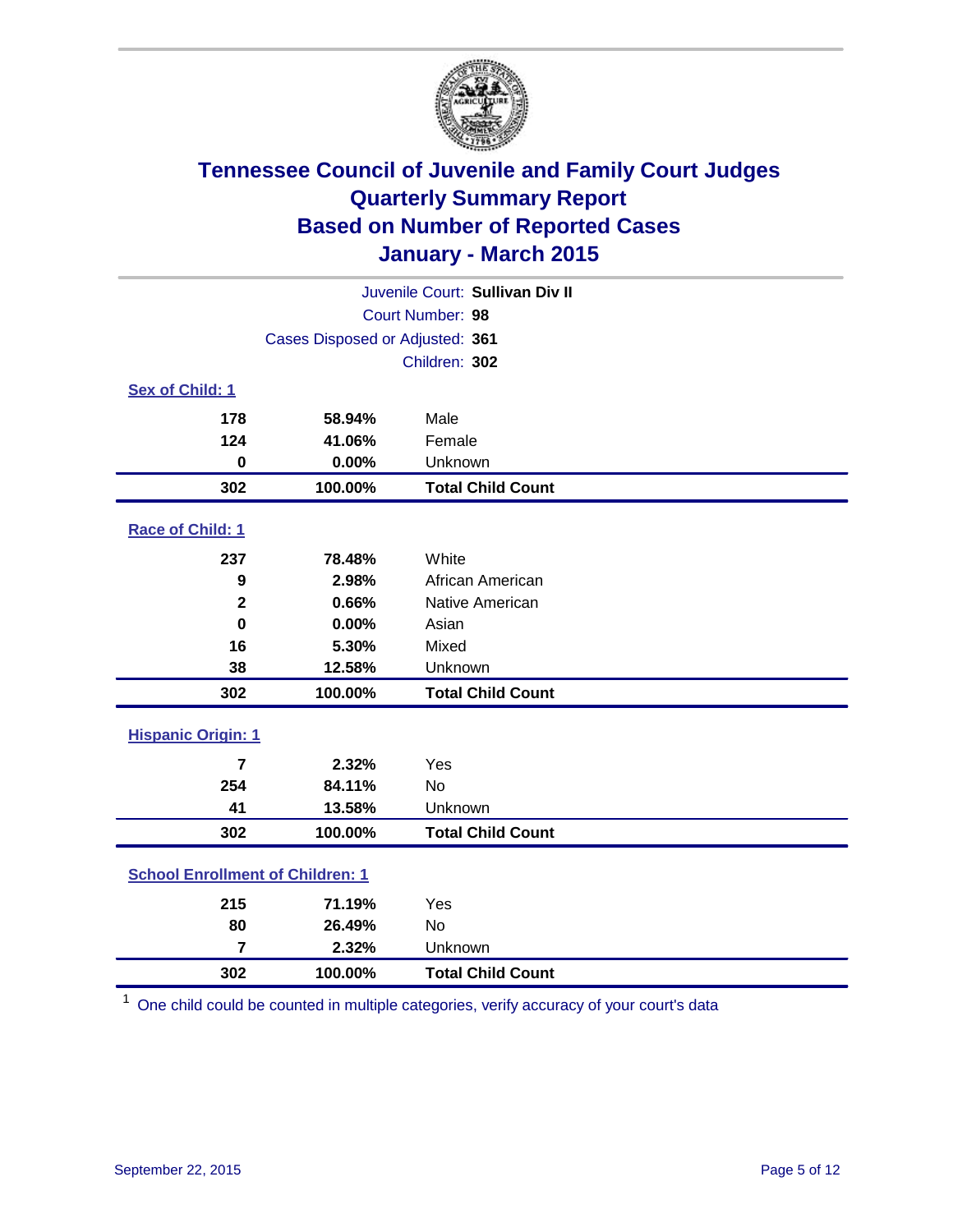# Tennessee Council of Juvenile and Family Court Judges
# Quarterly Summary Report
# Based on Number of Reported Cases
# January - March 2015

Juvenile Court: **Sullivan Div II**
Court Number: **98**
Cases Disposed or Adjusted: **361**
Children: **302**

## Sex of Child: 1

| Count | Percent | Category |
|---|---|---|
| 178 | 58.94% | Male |
| 124 | 41.06% | Female |
| 0 | 0.00% | Unknown |
| **302** | **100.00%** | **Total Child Count** |

## Race of Child: 1

| Count | Percent | Category |
|---|---|---|
| 237 | 78.48% | White |
| 9 | 2.98% | African American |
| 2 | 0.66% | Native American |
| 0 | 0.00% | Asian |
| 16 | 5.30% | Mixed |
| 38 | 12.58% | Unknown |
| **302** | **100.00%** | **Total Child Count** |

## Hispanic Origin: 1

| Count | Percent | Category |
|---|---|---|
| 7 | 2.32% | Yes |
| 254 | 84.11% | No |
| 41 | 13.58% | Unknown |
| **302** | **100.00%** | **Total Child Count** |

## School Enrollment of Children: 1

| Count | Percent | Category |
|---|---|---|
| 215 | 71.19% | Yes |
| 80 | 26.49% | No |
| 7 | 2.32% | Unknown |
| **302** | **100.00%** | **Total Child Count** |

[1] One child could be counted in multiple categories, verify accuracy of your court's data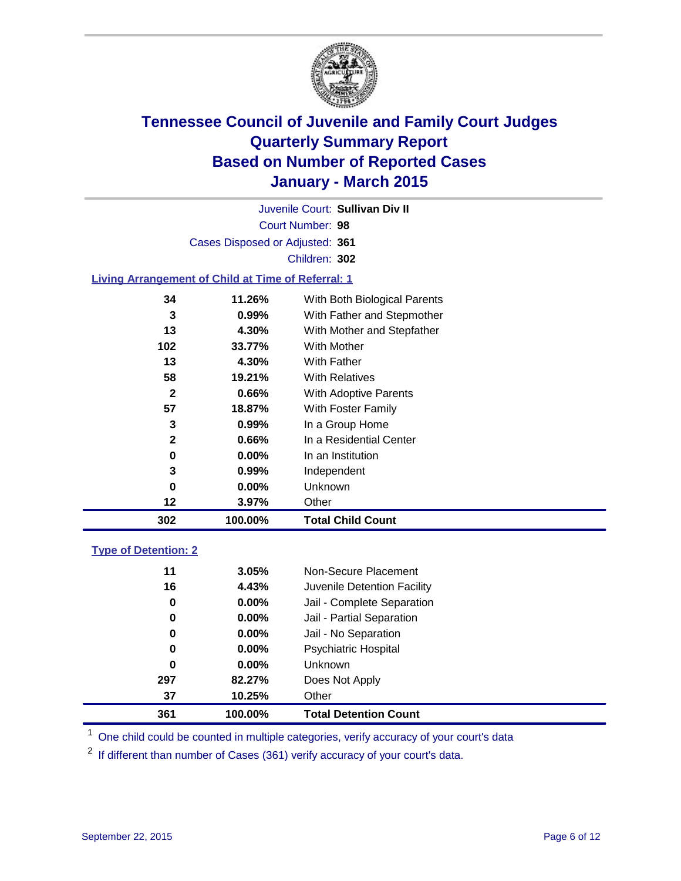# Tennessee Council of Juvenile and Family Court Judges
# Quarterly Summary Report
# Based on Number of Reported Cases
# January - March 2015

Juvenile Court: **Sullivan Div II**

Court Number: **98**

Cases Disposed or Adjusted: **361**

Children: **302**

## Living Arrangement of Child at Time of Referral: 1

| Count | Percent | Living Arrangement |
|---|---|---|
| 34 | 11.26% | With Both Biological Parents |
| 3 | 0.99% | With Father and Stepmother |
| 13 | 4.30% | With Mother and Stepfather |
| 102 | 33.77% | With Mother |
| 13 | 4.30% | With Father |
| 58 | 19.21% | With Relatives |
| 2 | 0.66% | With Adoptive Parents |
| 57 | 18.87% | With Foster Family |
| 3 | 0.99% | In a Group Home |
| 2 | 0.66% | In a Residential Center |
| 0 | 0.00% | In an Institution |
| 3 | 0.99% | Independent |
| 0 | 0.00% | Unknown |
| 12 | 3.97% | Other |
| **302** | **100.00%** | **Total Child Count** |

## Type of Detention: 2

| Count | Percent | Type of Detention |
|---|---|---|
| 11 | 3.05% | Non-Secure Placement |
| 16 | 4.43% | Juvenile Detention Facility |
| 0 | 0.00% | Jail - Complete Separation |
| 0 | 0.00% | Jail - Partial Separation |
| 0 | 0.00% | Jail - No Separation |
| 0 | 0.00% | Psychiatric Hospital |
| 0 | 0.00% | Unknown |
| 297 | 82.27% | Does Not Apply |
| 37 | 10.25% | Other |
| **361** | **100.00%** | **Total Detention Count** |

[1] One child could be counted in multiple categories, verify accuracy of your court's data

[2] If different than number of Cases (361) verify accuracy of your court's data.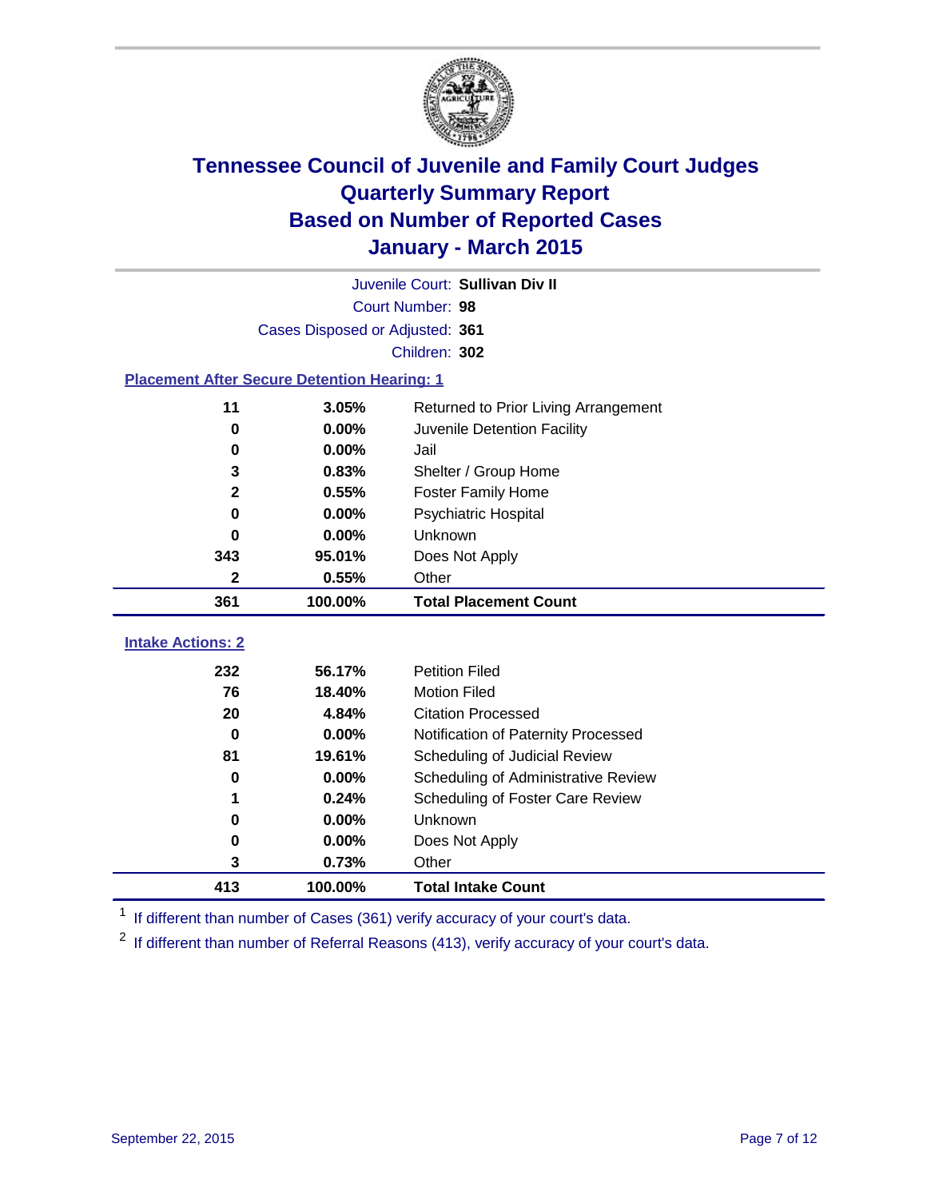# Tennessee Council of Juvenile and Family Court Judges
# Quarterly Summary Report
# Based on Number of Reported Cases
# January - March 2015

Juvenile Court: **Sullivan Div II**

Court Number: **98**

Cases Disposed or Adjusted: **361**

Children: **302**

## Placement After Secure Detention Hearing: 1

| Count | Percent | Placement |
|---|---|---|
| 11 | 3.05% | Returned to Prior Living Arrangement |
| 0 | 0.00% | Juvenile Detention Facility |
| 0 | 0.00% | Jail |
| 3 | 0.83% | Shelter / Group Home |
| 2 | 0.55% | Foster Family Home |
| 0 | 0.00% | Psychiatric Hospital |
| 0 | 0.00% | Unknown |
| 343 | 95.01% | Does Not Apply |
| 2 | 0.55% | Other |
| **361** | **100.00%** | **Total Placement Count** |

## Intake Actions: 2

| Count | Percent | Intake Action |
|---|---|---|
| 232 | 56.17% | Petition Filed |
| 76 | 18.40% | Motion Filed |
| 20 | 4.84% | Citation Processed |
| 0 | 0.00% | Notification of Paternity Processed |
| 81 | 19.61% | Scheduling of Judicial Review |
| 0 | 0.00% | Scheduling of Administrative Review |
| 1 | 0.24% | Scheduling of Foster Care Review |
| 0 | 0.00% | Unknown |
| 0 | 0.00% | Does Not Apply |
| 3 | 0.73% | Other |
| **413** | **100.00%** | **Total Intake Count** |

[1] If different than number of Cases (361) verify accuracy of your court's data.

[2] If different than number of Referral Reasons (413), verify accuracy of your court's data.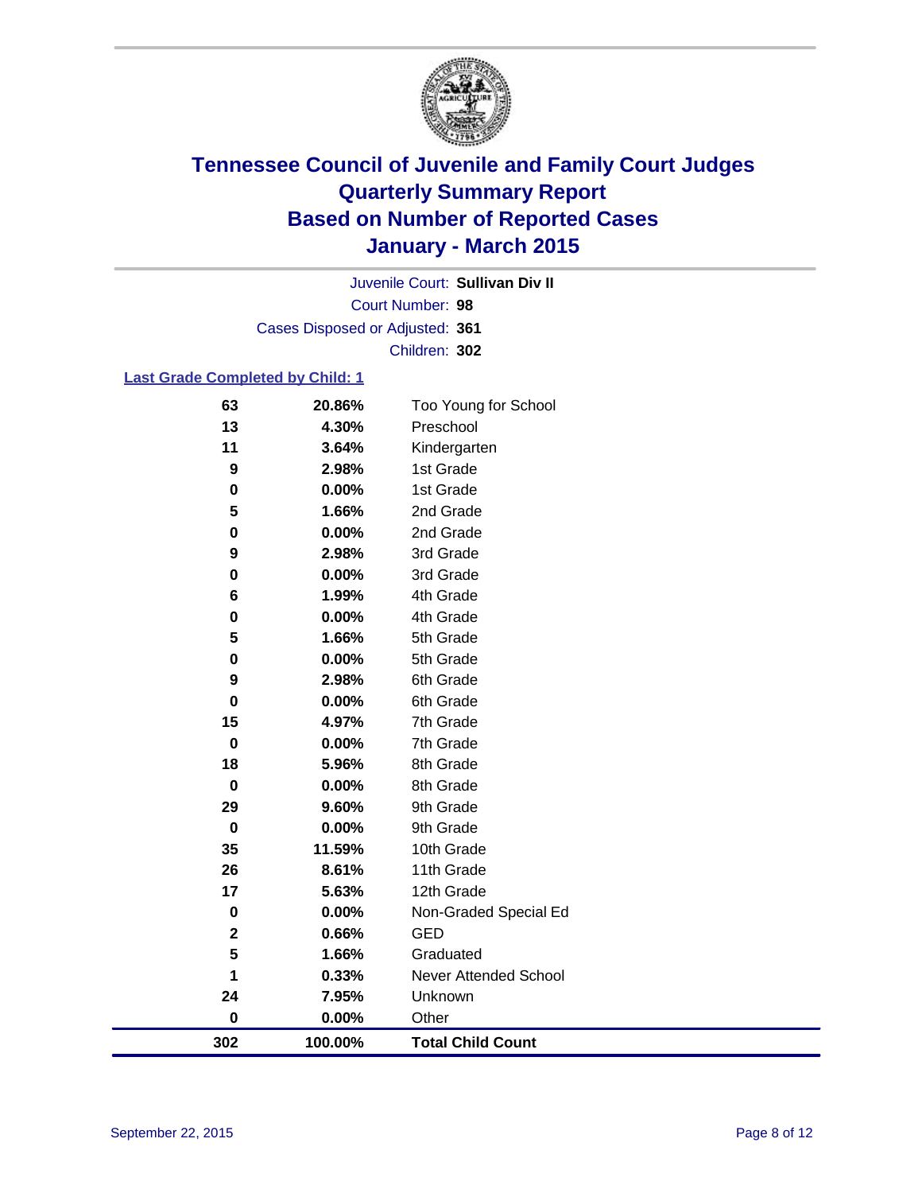# Tennessee Council of Juvenile and Family Court Judges
# Quarterly Summary Report
# Based on Number of Reported Cases
# January - March 2015

Juvenile Court: **Sullivan Div II**
Court Number: **98**
Cases Disposed or Adjusted: **361**
Children: **302**

### Last Grade Completed by Child: 1

| Count | Percent | Grade |
|---|---|---|
| 63 | 20.86% | Too Young for School |
| 13 | 4.30% | Preschool |
| 11 | 3.64% | Kindergarten |
| 9 | 2.98% | 1st Grade |
| 0 | 0.00% | 1st Grade |
| 5 | 1.66% | 2nd Grade |
| 0 | 0.00% | 2nd Grade |
| 9 | 2.98% | 3rd Grade |
| 0 | 0.00% | 3rd Grade |
| 6 | 1.99% | 4th Grade |
| 0 | 0.00% | 4th Grade |
| 5 | 1.66% | 5th Grade |
| 0 | 0.00% | 5th Grade |
| 9 | 2.98% | 6th Grade |
| 0 | 0.00% | 6th Grade |
| 15 | 4.97% | 7th Grade |
| 0 | 0.00% | 7th Grade |
| 18 | 5.96% | 8th Grade |
| 0 | 0.00% | 8th Grade |
| 29 | 9.60% | 9th Grade |
| 0 | 0.00% | 9th Grade |
| 35 | 11.59% | 10th Grade |
| 26 | 8.61% | 11th Grade |
| 17 | 5.63% | 12th Grade |
| 0 | 0.00% | Non-Graded Special Ed |
| 2 | 0.66% | GED |
| 5 | 1.66% | Graduated |
| 1 | 0.33% | Never Attended School |
| 24 | 7.95% | Unknown |
| 0 | 0.00% | Other |
| **302** | **100.00%** | **Total Child Count** |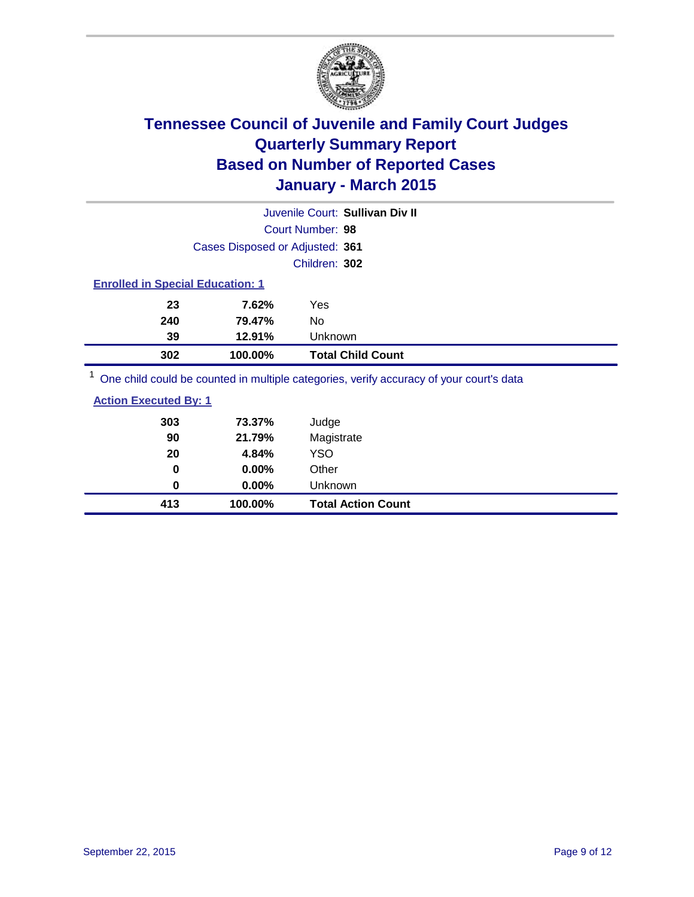# Tennessee Council of Juvenile and Family Court Judges
## Quarterly Summary Report
## Based on Number of Reported Cases
## January - March 2015

Juvenile Court: **Sullivan Div II**

Court Number: **98**

Cases Disposed or Adjusted: **361**

Children: **302**

### Enrolled in Special Education: 1

| | | |
|---|---|---|
| 23 | 7.62% | Yes |
| 240 | 79.47% | No |
| 39 | 12.91% | Unknown |
| **302** | **100.00%** | **Total Child Count** |

[1] One child could be counted in multiple categories, verify accuracy of your court's data

### Action Executed By: 1

| | | |
|---|---|---|
| 303 | 73.37% | Judge |
| 90 | 21.79% | Magistrate |
| 20 | 4.84% | YSO |
| 0 | 0.00% | Other |
| 0 | 0.00% | Unknown |
| **413** | **100.00%** | **Total Action Count** |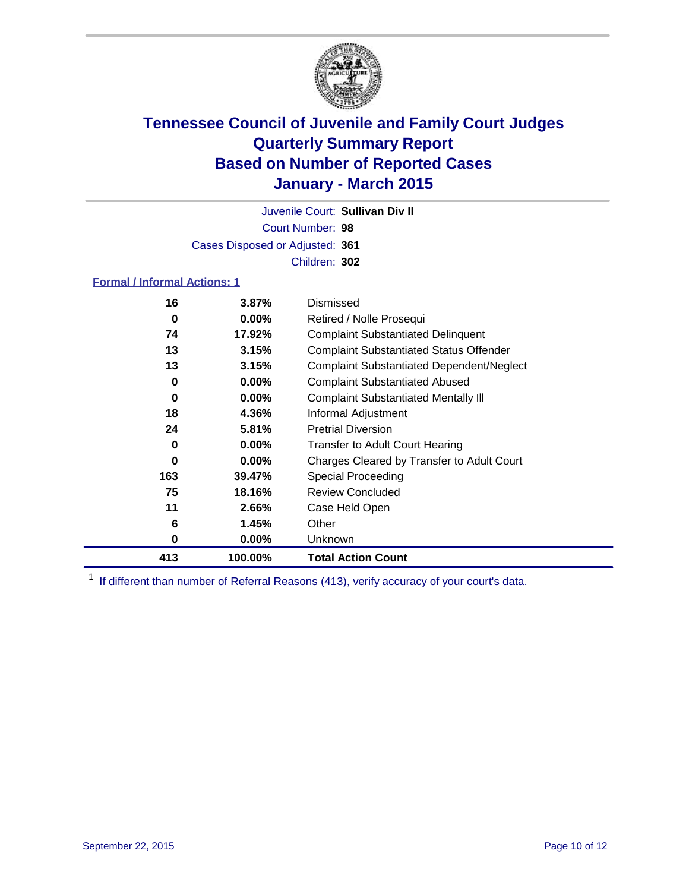# Tennessee Council of Juvenile and Family Court Judges
# Quarterly Summary Report
# Based on Number of Reported Cases
# January - March 2015

Juvenile Court: **Sullivan Div II**

Court Number: **98**

Cases Disposed or Adjusted: **361**

Children: **302**

## Formal / Informal Actions: 1

| Count | Percent | Action |
|---|---|---|
| 16 | 3.87% | Dismissed |
| 0 | 0.00% | Retired / Nolle Prosequi |
| 74 | 17.92% | Complaint Substantiated Delinquent |
| 13 | 3.15% | Complaint Substantiated Status Offender |
| 13 | 3.15% | Complaint Substantiated Dependent/Neglect |
| 0 | 0.00% | Complaint Substantiated Abused |
| 0 | 0.00% | Complaint Substantiated Mentally Ill |
| 18 | 4.36% | Informal Adjustment |
| 24 | 5.81% | Pretrial Diversion |
| 0 | 0.00% | Transfer to Adult Court Hearing |
| 0 | 0.00% | Charges Cleared by Transfer to Adult Court |
| 163 | 39.47% | Special Proceeding |
| 75 | 18.16% | Review Concluded |
| 11 | 2.66% | Case Held Open |
| 6 | 1.45% | Other |
| 0 | 0.00% | Unknown |
| **413** | **100.00%** | **Total Action Count** |

[1] If different than number of Referral Reasons (413), verify accuracy of your court's data.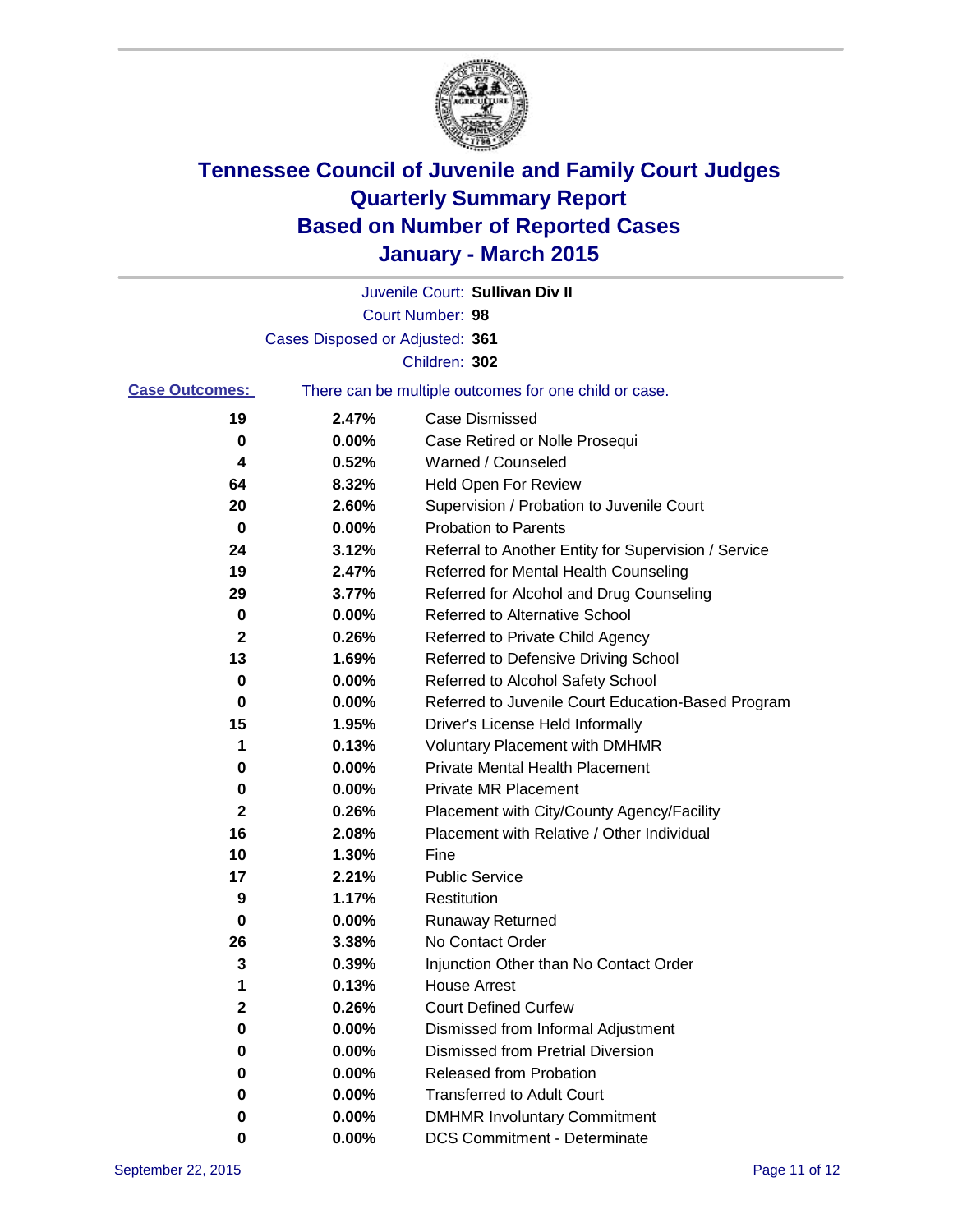# Tennessee Council of Juvenile and Family Court Judges
## Quarterly Summary Report
## Based on Number of Reported Cases
## January - March 2015

Juvenile Court: **Sullivan Div II**

Court Number: **98**

Cases Disposed or Adjusted: **361**

Children: **302**

**Case Outcomes:** There can be multiple outcomes for one child or case.

| Count | Percent | Outcome |
|---|---|---|
| 19 | 2.47% | Case Dismissed |
| 0 | 0.00% | Case Retired or Nolle Prosequi |
| 4 | 0.52% | Warned / Counseled |
| 64 | 8.32% | Held Open For Review |
| 20 | 2.60% | Supervision / Probation to Juvenile Court |
| 0 | 0.00% | Probation to Parents |
| 24 | 3.12% | Referral to Another Entity for Supervision / Service |
| 19 | 2.47% | Referred for Mental Health Counseling |
| 29 | 3.77% | Referred for Alcohol and Drug Counseling |
| 0 | 0.00% | Referred to Alternative School |
| 2 | 0.26% | Referred to Private Child Agency |
| 13 | 1.69% | Referred to Defensive Driving School |
| 0 | 0.00% | Referred to Alcohol Safety School |
| 0 | 0.00% | Referred to Juvenile Court Education-Based Program |
| 15 | 1.95% | Driver's License Held Informally |
| 1 | 0.13% | Voluntary Placement with DMHMR |
| 0 | 0.00% | Private Mental Health Placement |
| 0 | 0.00% | Private MR Placement |
| 2 | 0.26% | Placement with City/County Agency/Facility |
| 16 | 2.08% | Placement with Relative / Other Individual |
| 10 | 1.30% | Fine |
| 17 | 2.21% | Public Service |
| 9 | 1.17% | Restitution |
| 0 | 0.00% | Runaway Returned |
| 26 | 3.38% | No Contact Order |
| 3 | 0.39% | Injunction Other than No Contact Order |
| 1 | 0.13% | House Arrest |
| 2 | 0.26% | Court Defined Curfew |
| 0 | 0.00% | Dismissed from Informal Adjustment |
| 0 | 0.00% | Dismissed from Pretrial Diversion |
| 0 | 0.00% | Released from Probation |
| 0 | 0.00% | Transferred to Adult Court |
| 0 | 0.00% | DMHMR Involuntary Commitment |
| 0 | 0.00% | DCS Commitment - Determinate |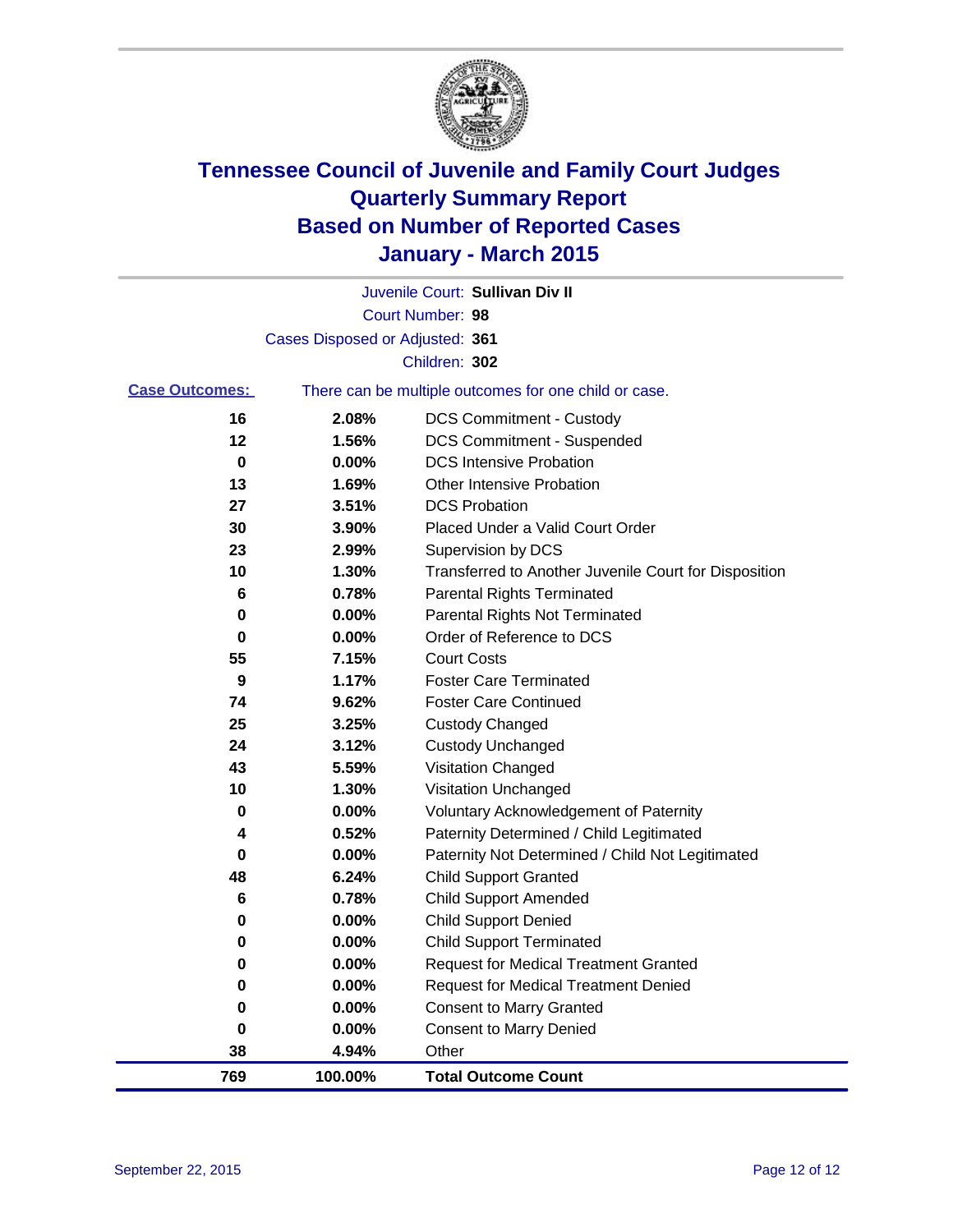# Tennessee Council of Juvenile and Family Court Judges
# Quarterly Summary Report
# Based on Number of Reported Cases
# January - March 2015

Juvenile Court: **Sullivan Div II**

Court Number: **98**

Cases Disposed or Adjusted: **361**

Children: **302**

**Case Outcomes:** There can be multiple outcomes for one child or case.

| | | |
|---|---|---|
| 16 | 2.08% | DCS Commitment - Custody |
| 12 | 1.56% | DCS Commitment - Suspended |
| 0 | 0.00% | DCS Intensive Probation |
| 13 | 1.69% | Other Intensive Probation |
| 27 | 3.51% | DCS Probation |
| 30 | 3.90% | Placed Under a Valid Court Order |
| 23 | 2.99% | Supervision by DCS |
| 10 | 1.30% | Transferred to Another Juvenile Court for Disposition |
| 6 | 0.78% | Parental Rights Terminated |
| 0 | 0.00% | Parental Rights Not Terminated |
| 0 | 0.00% | Order of Reference to DCS |
| 55 | 7.15% | Court Costs |
| 9 | 1.17% | Foster Care Terminated |
| 74 | 9.62% | Foster Care Continued |
| 25 | 3.25% | Custody Changed |
| 24 | 3.12% | Custody Unchanged |
| 43 | 5.59% | Visitation Changed |
| 10 | 1.30% | Visitation Unchanged |
| 0 | 0.00% | Voluntary Acknowledgement of Paternity |
| 4 | 0.52% | Paternity Determined / Child Legitimated |
| 0 | 0.00% | Paternity Not Determined / Child Not Legitimated |
| 48 | 6.24% | Child Support Granted |
| 6 | 0.78% | Child Support Amended |
| 0 | 0.00% | Child Support Denied |
| 0 | 0.00% | Child Support Terminated |
| 0 | 0.00% | Request for Medical Treatment Granted |
| 0 | 0.00% | Request for Medical Treatment Denied |
| 0 | 0.00% | Consent to Marry Granted |
| 0 | 0.00% | Consent to Marry Denied |
| 38 | 4.94% | Other |
| **769** | **100.00%** | **Total Outcome Count** |

September 22, 2015